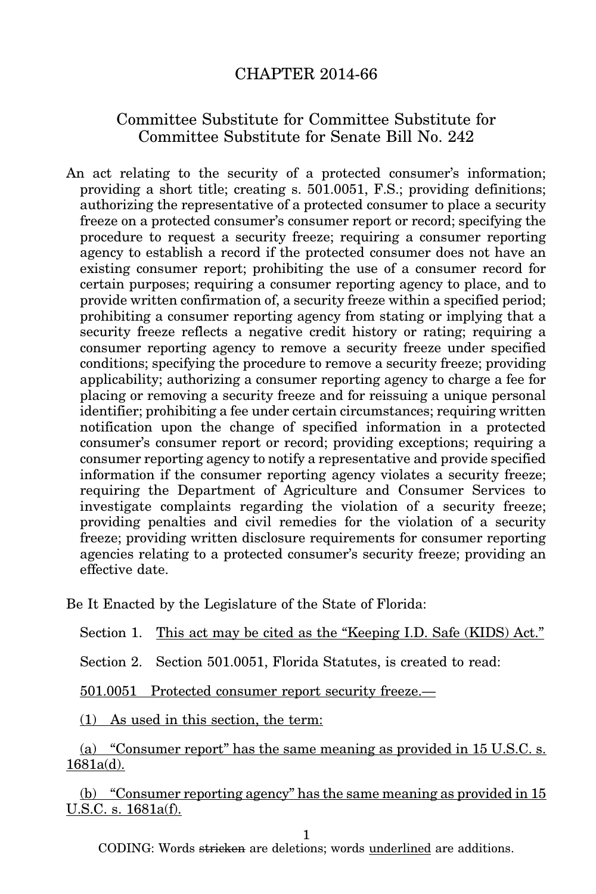# CHAPTER 2014-66

## Committee Substitute for Committee Substitute for Committee Substitute for Senate Bill No. 242

An act relating to the security of a protected consumer's information; providing a short title; creating s. 501.0051, F.S.; providing definitions; authorizing the representative of a protected consumer to place a security freeze on a protected consumer's consumer report or record; specifying the procedure to request a security freeze; requiring a consumer reporting agency to establish a record if the protected consumer does not have an existing consumer report; prohibiting the use of a consumer record for certain purposes; requiring a consumer reporting agency to place, and to provide written confirmation of, a security freeze within a specified period; prohibiting a consumer reporting agency from stating or implying that a security freeze reflects a negative credit history or rating; requiring a consumer reporting agency to remove a security freeze under specified conditions; specifying the procedure to remove a security freeze; providing applicability; authorizing a consumer reporting agency to charge a fee for placing or removing a security freeze and for reissuing a unique personal identifier; prohibiting a fee under certain circumstances; requiring written notification upon the change of specified information in a protected consumer's consumer report or record; providing exceptions; requiring a consumer reporting agency to notify a representative and provide specified information if the consumer reporting agency violates a security freeze; requiring the Department of Agriculture and Consumer Services to investigate complaints regarding the violation of a security freeze; providing penalties and civil remedies for the violation of a security freeze; providing written disclosure requirements for consumer reporting agencies relating to a protected consumer's security freeze; providing an effective date.

Be It Enacted by the Legislature of the State of Florida:

Section 1. This act may be cited as the "Keeping I.D. Safe (KIDS) Act."

Section 2. Section 501.0051, Florida Statutes, is created to read:

501.0051 Protected consumer report security freeze.—

(1) As used in this section, the term:

(a) "Consumer report" has the same meaning as provided in 15 U.S.C. s. 1681a(d).

(b) "Consumer reporting agency" has the same meaning as provided in 15 U.S.C. s. 1681a(f).

CODING: Words stricken are deletions; words underlined are additions.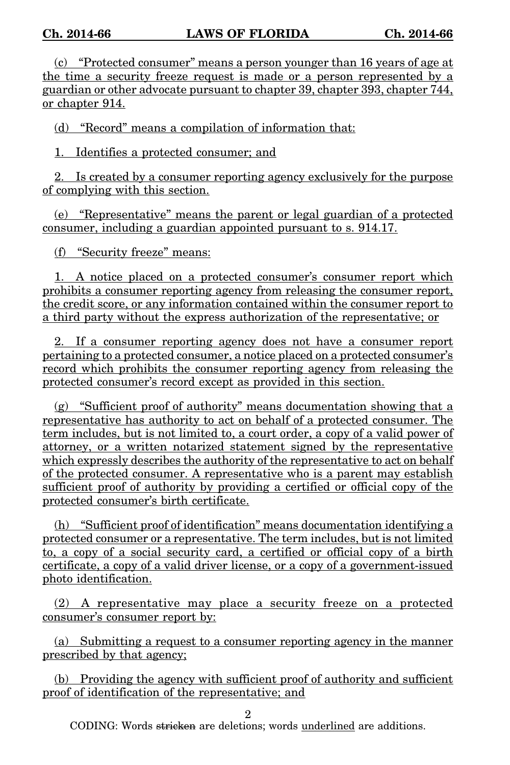(c) "Protected consumer" means a person younger than 16 years of age at the time a security freeze request is made or a person represented by a guardian or other advocate pursuant to chapter 39, chapter 393, chapter 744, or chapter 914.

(d) "Record" means a compilation of information that:

1. Identifies a protected consumer; and

2. Is created by a consumer reporting agency exclusively for the purpose of complying with this section.

(e) "Representative" means the parent or legal guardian of a protected consumer, including a guardian appointed pursuant to s. 914.17.

(f) "Security freeze" means:

1. A notice placed on a protected consumer's consumer report which prohibits a consumer reporting agency from releasing the consumer report, the credit score, or any information contained within the consumer report to a third party without the express authorization of the representative; or

2. If a consumer reporting agency does not have a consumer report pertaining to a protected consumer, a notice placed on a protected consumer's record which prohibits the consumer reporting agency from releasing the protected consumer's record except as provided in this section.

(g) "Sufficient proof of authority" means documentation showing that a representative has authority to act on behalf of a protected consumer. The term includes, but is not limited to, a court order, a copy of a valid power of attorney, or a written notarized statement signed by the representative which expressly describes the authority of the representative to act on behalf of the protected consumer. A representative who is a parent may establish sufficient proof of authority by providing a certified or official copy of the protected consumer's birth certificate.

(h) "Sufficient proof of identification" means documentation identifying a protected consumer or a representative. The term includes, but is not limited to, a copy of a social security card, a certified or official copy of a birth certificate, a copy of a valid driver license, or a copy of a government-issued photo identification.

(2) A representative may place a security freeze on a protected consumer's consumer report by:

(a) Submitting a request to a consumer reporting agency in the manner prescribed by that agency;

(b) Providing the agency with sufficient proof of authority and sufficient proof of identification of the representative; and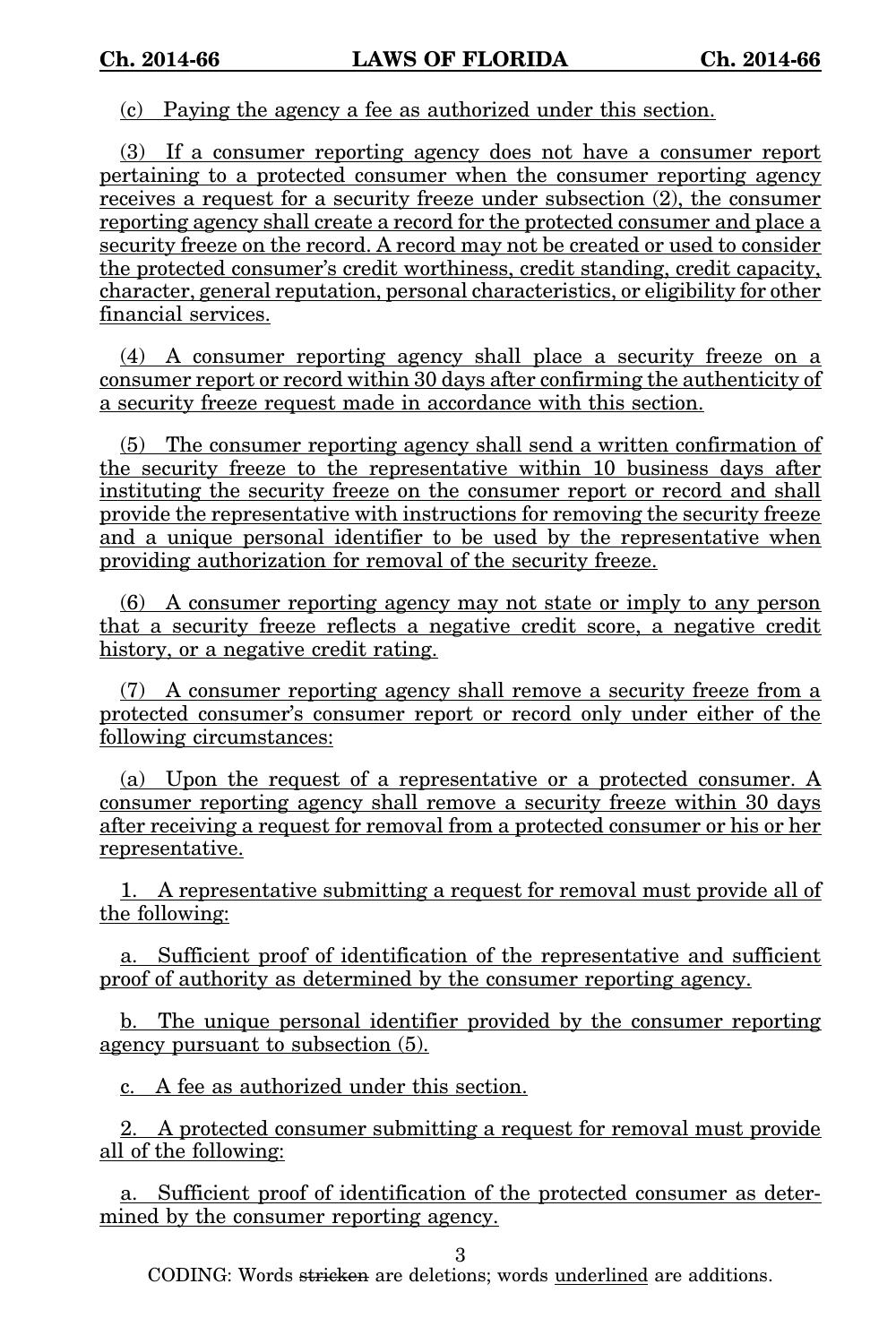(c) Paying the agency a fee as authorized under this section.

(3) If a consumer reporting agency does not have a consumer report pertaining to a protected consumer when the consumer reporting agency receives a request for a security freeze under subsection (2), the consumer reporting agency shall create a record for the protected consumer and place a security freeze on the record. A record may not be created or used to consider the protected consumer's credit worthiness, credit standing, credit capacity, character, general reputation, personal characteristics, or eligibility for other financial services.

(4) A consumer reporting agency shall place a security freeze on a consumer report or record within 30 days after confirming the authenticity of a security freeze request made in accordance with this section.

(5) The consumer reporting agency shall send a written confirmation of the security freeze to the representative within 10 business days after instituting the security freeze on the consumer report or record and shall provide the representative with instructions for removing the security freeze and a unique personal identifier to be used by the representative when providing authorization for removal of the security freeze.

(6) A consumer reporting agency may not state or imply to any person that a security freeze reflects a negative credit score, a negative credit history, or a negative credit rating.

(7) A consumer reporting agency shall remove a security freeze from a protected consumer's consumer report or record only under either of the following circumstances:

(a) Upon the request of a representative or a protected consumer. A consumer reporting agency shall remove a security freeze within 30 days after receiving a request for removal from a protected consumer or his or her representative.

1. A representative submitting a request for removal must provide all of the following:

a. Sufficient proof of identification of the representative and sufficient proof of authority as determined by the consumer reporting agency.

b. The unique personal identifier provided by the consumer reporting agency pursuant to subsection (5).

c. A fee as authorized under this section.

2. A protected consumer submitting a request for removal must provide all of the following:

a. Sufficient proof of identification of the protected consumer as determined by the consumer reporting agency.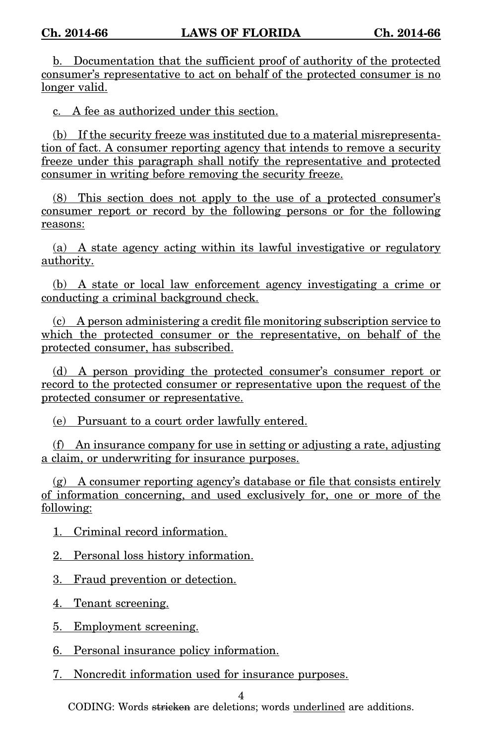b. Documentation that the sufficient proof of authority of the protected consumer's representative to act on behalf of the protected consumer is no longer valid.

c. A fee as authorized under this section.

(b) If the security freeze was instituted due to a material misrepresentation of fact. A consumer reporting agency that intends to remove a security freeze under this paragraph shall notify the representative and protected consumer in writing before removing the security freeze.

(8) This section does not apply to the use of a protected consumer's consumer report or record by the following persons or for the following reasons:

(a) A state agency acting within its lawful investigative or regulatory authority.

(b) A state or local law enforcement agency investigating a crime or conducting a criminal background check.

(c) A person administering a credit file monitoring subscription service to which the protected consumer or the representative, on behalf of the protected consumer, has subscribed.

(d) A person providing the protected consumer's consumer report or record to the protected consumer or representative upon the request of the protected consumer or representative.

(e) Pursuant to a court order lawfully entered.

(f) An insurance company for use in setting or adjusting a rate, adjusting a claim, or underwriting for insurance purposes.

(g) A consumer reporting agency's database or file that consists entirely of information concerning, and used exclusively for, one or more of the following:

1. Criminal record information.

2. Personal loss history information.

3. Fraud prevention or detection.

4. Tenant screening.

5. Employment screening.

6. Personal insurance policy information.

7. Noncredit information used for insurance purposes.

CODING: Words ~~stricken~~ are deletions; words underlined are additions.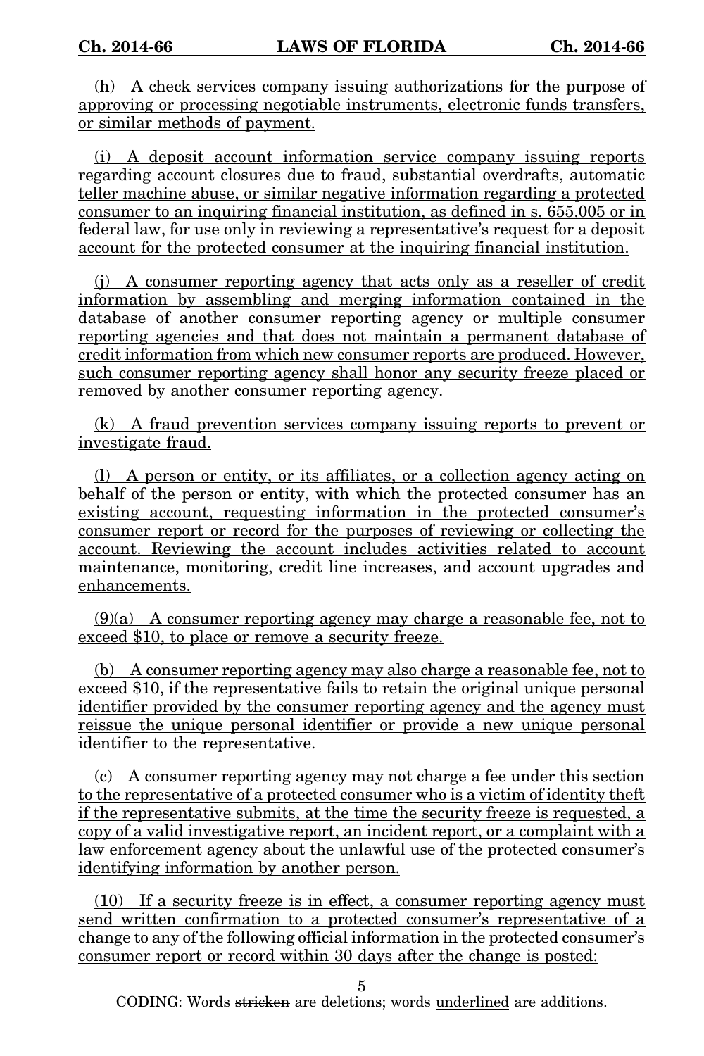(h) A check services company issuing authorizations for the purpose of approving or processing negotiable instruments, electronic funds transfers, or similar methods of payment.

(i) A deposit account information service company issuing reports regarding account closures due to fraud, substantial overdrafts, automatic teller machine abuse, or similar negative information regarding a protected consumer to an inquiring financial institution, as defined in s. 655.005 or in federal law, for use only in reviewing a representative's request for a deposit account for the protected consumer at the inquiring financial institution.

(j) A consumer reporting agency that acts only as a reseller of credit information by assembling and merging information contained in the database of another consumer reporting agency or multiple consumer reporting agencies and that does not maintain a permanent database of credit information from which new consumer reports are produced. However, such consumer reporting agency shall honor any security freeze placed or removed by another consumer reporting agency.

(k) A fraud prevention services company issuing reports to prevent or investigate fraud.

(l) A person or entity, or its affiliates, or a collection agency acting on behalf of the person or entity, with which the protected consumer has an existing account, requesting information in the protected consumer's consumer report or record for the purposes of reviewing or collecting the account. Reviewing the account includes activities related to account maintenance, monitoring, credit line increases, and account upgrades and enhancements.

(9)(a) A consumer reporting agency may charge a reasonable fee, not to exceed $10, to place or remove a security freeze.

(b) A consumer reporting agency may also charge a reasonable fee, not to exceed $10, if the representative fails to retain the original unique personal identifier provided by the consumer reporting agency and the agency must reissue the unique personal identifier or provide a new unique personal identifier to the representative.

(c) A consumer reporting agency may not charge a fee under this section to the representative of a protected consumer who is a victim of identity theft if the representative submits, at the time the security freeze is requested, a copy of a valid investigative report, an incident report, or a complaint with a law enforcement agency about the unlawful use of the protected consumer's identifying information by another person.

(10) If a security freeze is in effect, a consumer reporting agency must send written confirmation to a protected consumer's representative of a change to any of the following official information in the protected consumer's consumer report or record within 30 days after the change is posted: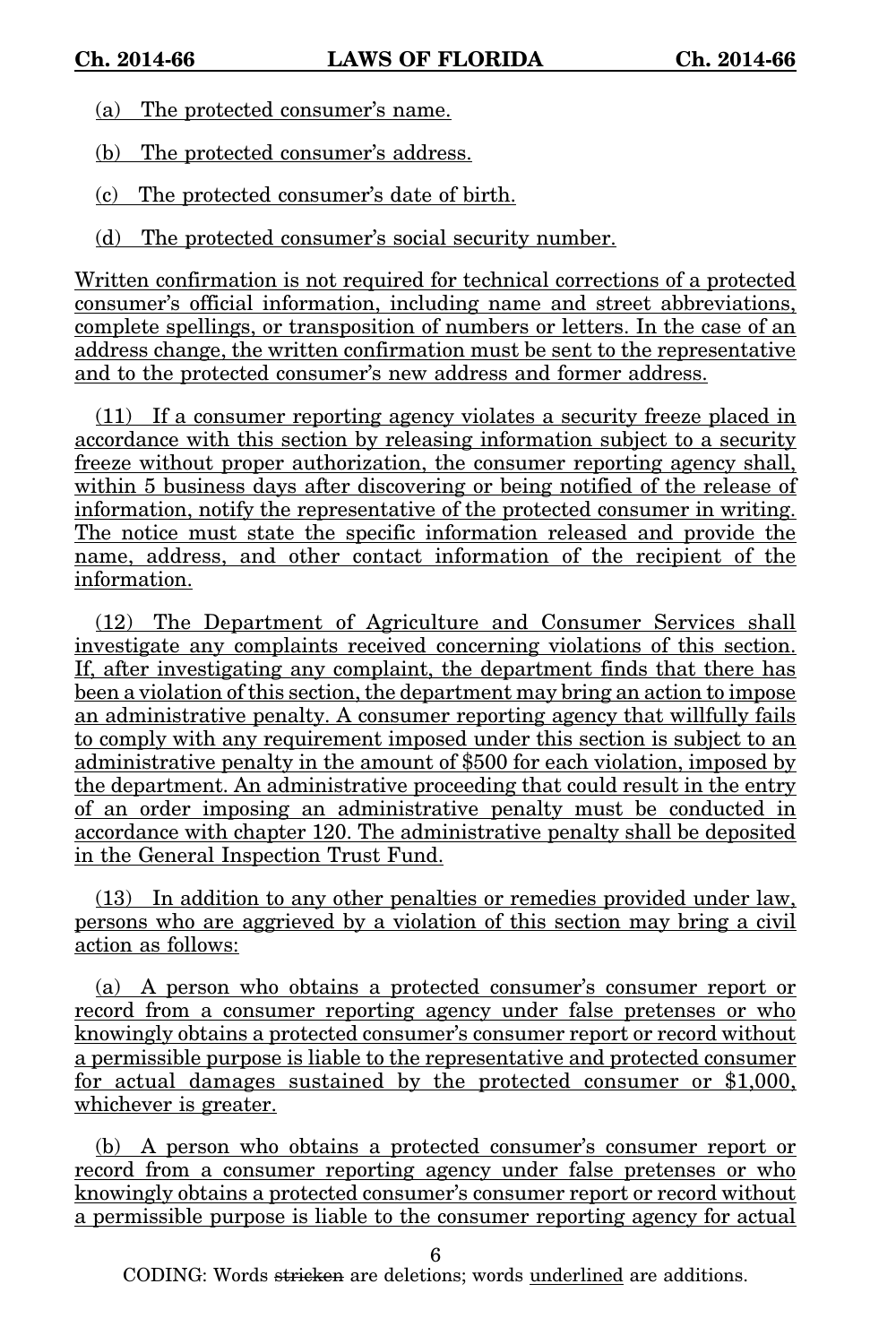(a) The protected consumer's name.

(b) The protected consumer's address.

(c) The protected consumer's date of birth.

(d) The protected consumer's social security number.

Written confirmation is not required for technical corrections of a protected consumer's official information, including name and street abbreviations, complete spellings, or transposition of numbers or letters. In the case of an address change, the written confirmation must be sent to the representative and to the protected consumer's new address and former address.

(11) If a consumer reporting agency violates a security freeze placed in accordance with this section by releasing information subject to a security freeze without proper authorization, the consumer reporting agency shall, within 5 business days after discovering or being notified of the release of information, notify the representative of the protected consumer in writing. The notice must state the specific information released and provide the name, address, and other contact information of the recipient of the information.

(12) The Department of Agriculture and Consumer Services shall investigate any complaints received concerning violations of this section. If, after investigating any complaint, the department finds that there has been a violation of this section, the department may bring an action to impose an administrative penalty. A consumer reporting agency that willfully fails to comply with any requirement imposed under this section is subject to an administrative penalty in the amount of $500 for each violation, imposed by the department. An administrative proceeding that could result in the entry of an order imposing an administrative penalty must be conducted in accordance with chapter 120. The administrative penalty shall be deposited in the General Inspection Trust Fund.

(13) In addition to any other penalties or remedies provided under law, persons who are aggrieved by a violation of this section may bring a civil action as follows:

(a) A person who obtains a protected consumer's consumer report or record from a consumer reporting agency under false pretenses or who knowingly obtains a protected consumer's consumer report or record without a permissible purpose is liable to the representative and protected consumer for actual damages sustained by the protected consumer or $1,000, whichever is greater.

(b) A person who obtains a protected consumer's consumer report or record from a consumer reporting agency under false pretenses or who knowingly obtains a protected consumer's consumer report or record without a permissible purpose is liable to the consumer reporting agency for actual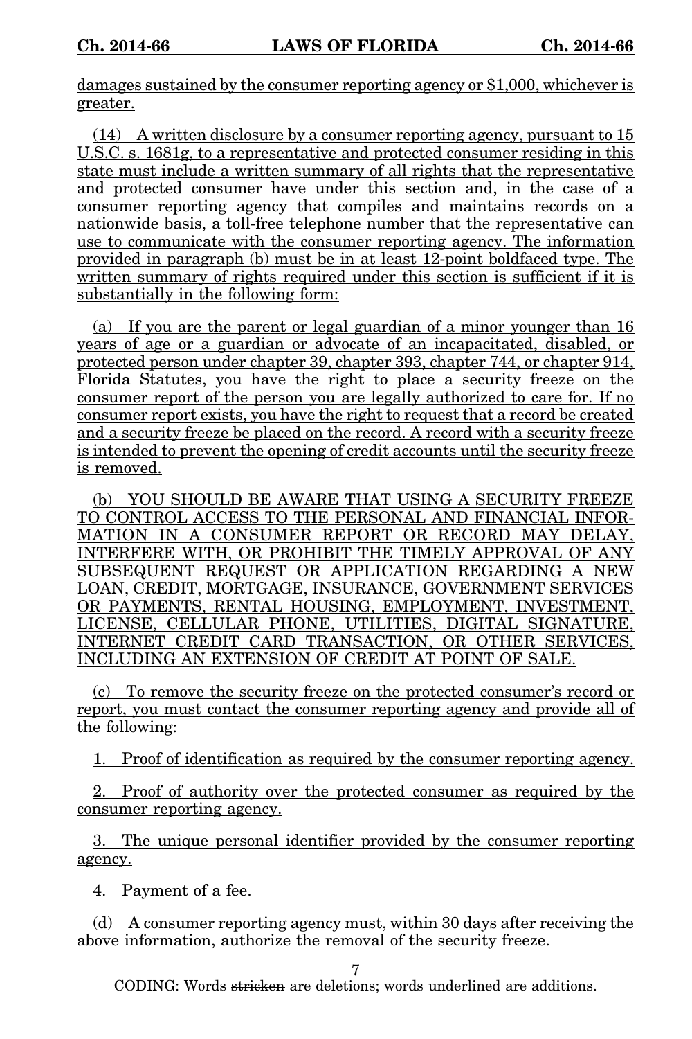damages sustained by the consumer reporting agency or $1,000, whichever is greater.

(14) A written disclosure by a consumer reporting agency, pursuant to 15 U.S.C. s. 1681g, to a representative and protected consumer residing in this state must include a written summary of all rights that the representative and protected consumer have under this section and, in the case of a consumer reporting agency that compiles and maintains records on a nationwide basis, a toll-free telephone number that the representative can use to communicate with the consumer reporting agency. The information provided in paragraph (b) must be in at least 12-point boldfaced type. The written summary of rights required under this section is sufficient if it is substantially in the following form:

(a) If you are the parent or legal guardian of a minor younger than 16 years of age or a guardian or advocate of an incapacitated, disabled, or protected person under chapter 39, chapter 393, chapter 744, or chapter 914, Florida Statutes, you have the right to place a security freeze on the consumer report of the person you are legally authorized to care for. If no consumer report exists, you have the right to request that a record be created and a security freeze be placed on the record. A record with a security freeze is intended to prevent the opening of credit accounts until the security freeze is removed.

(b) YOU SHOULD BE AWARE THAT USING A SECURITY FREEZE TO CONTROL ACCESS TO THE PERSONAL AND FINANCIAL INFORMATION IN A CONSUMER REPORT OR RECORD MAY DELAY, INTERFERE WITH, OR PROHIBIT THE TIMELY APPROVAL OF ANY SUBSEQUENT REQUEST OR APPLICATION REGARDING A NEW LOAN, CREDIT, MORTGAGE, INSURANCE, GOVERNMENT SERVICES OR PAYMENTS, RENTAL HOUSING, EMPLOYMENT, INVESTMENT, LICENSE, CELLULAR PHONE, UTILITIES, DIGITAL SIGNATURE, INTERNET CREDIT CARD TRANSACTION, OR OTHER SERVICES, INCLUDING AN EXTENSION OF CREDIT AT POINT OF SALE.

(c) To remove the security freeze on the protected consumer's record or report, you must contact the consumer reporting agency and provide all of the following:

1. Proof of identification as required by the consumer reporting agency.

2. Proof of authority over the protected consumer as required by the consumer reporting agency.

3. The unique personal identifier provided by the consumer reporting agency.

4. Payment of a fee.

(d) A consumer reporting agency must, within 30 days after receiving the above information, authorize the removal of the security freeze.

CODING: Words stricken are deletions; words underlined are additions.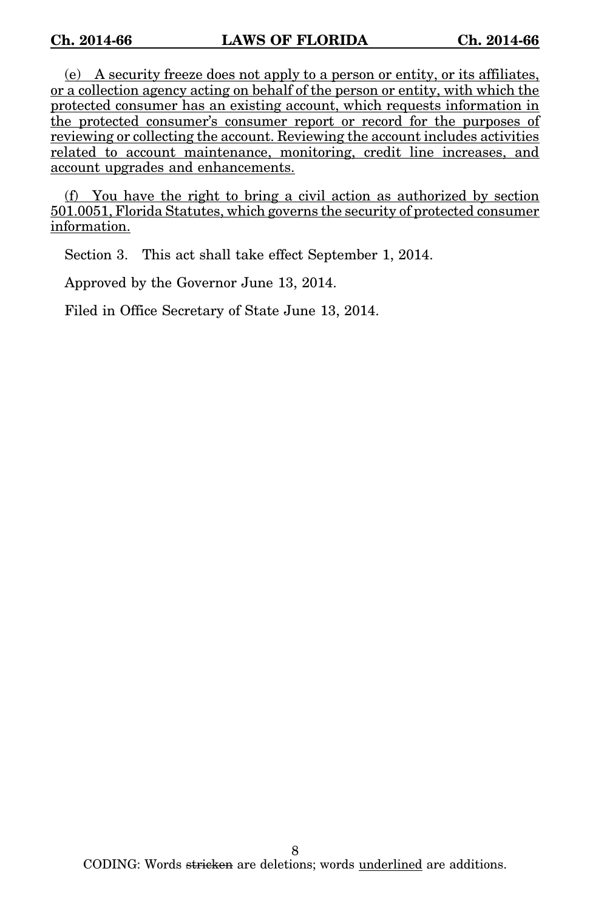(e) A security freeze does not apply to a person or entity, or its affiliates, or a collection agency acting on behalf of the person or entity, with which the protected consumer has an existing account, which requests information in the protected consumer's consumer report or record for the purposes of reviewing or collecting the account. Reviewing the account includes activities related to account maintenance, monitoring, credit line increases, and account upgrades and enhancements.

(f) You have the right to bring a civil action as authorized by section 501.0051, Florida Statutes, which governs the security of protected consumer information.

Section 3. This act shall take effect September 1, 2014.

Approved by the Governor June 13, 2014.

Filed in Office Secretary of State June 13, 2014.

CODING: Words ~~stricken~~ are deletions; words underlined are additions.